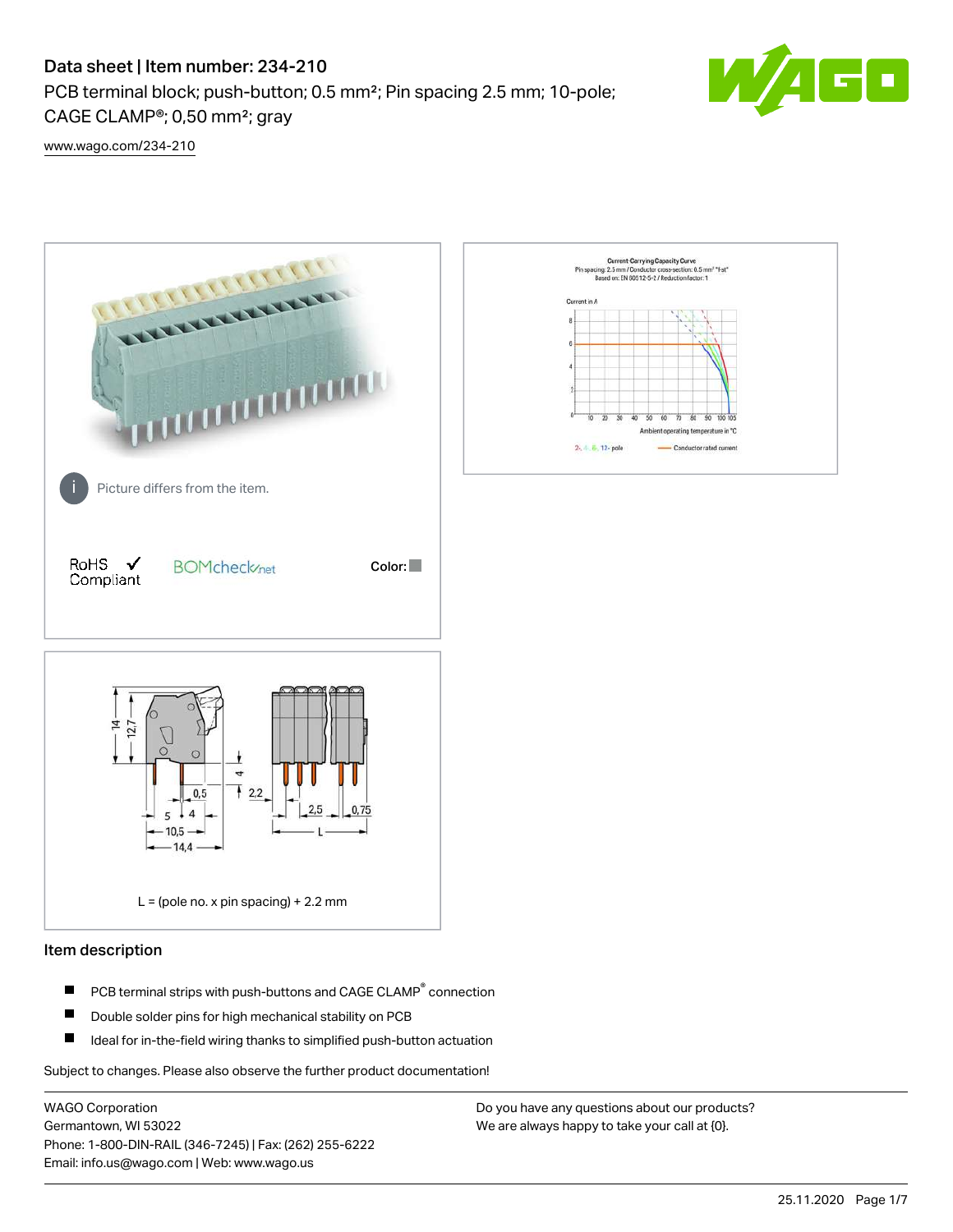# Data sheet | Item number: 234-210

PCB terminal block; push-button; 0.5 mm²; Pin spacing 2.5 mm; 10-pole; CAGE CLAMP®; 0,50 mm²; gray

www.wago.com/234-210

Picture differs from the item.

RoHS ✓ Compliant

BOMcheck.net

Color:

L = (pole no. x pin spacing) + 2.2 mm

## Item description

- PCB terminal strips with push-buttons and CAGE CLAMP® connection
- Double solder pins for high mechanical stability on PCB
- Ideal for in-the-field wiring thanks to simplified push-button actuation

Subject to changes. Please also observe the further product documentation!

WAGO Corporation
Germantown, WI 53022
Phone: 1-800-DIN-RAIL (346-7245) | Fax: (262) 255-6222
Email: info.us@wago.com | Web: www.wago.us

Do you have any questions about our products?
We are always happy to take your call at {0}.

25.11.2020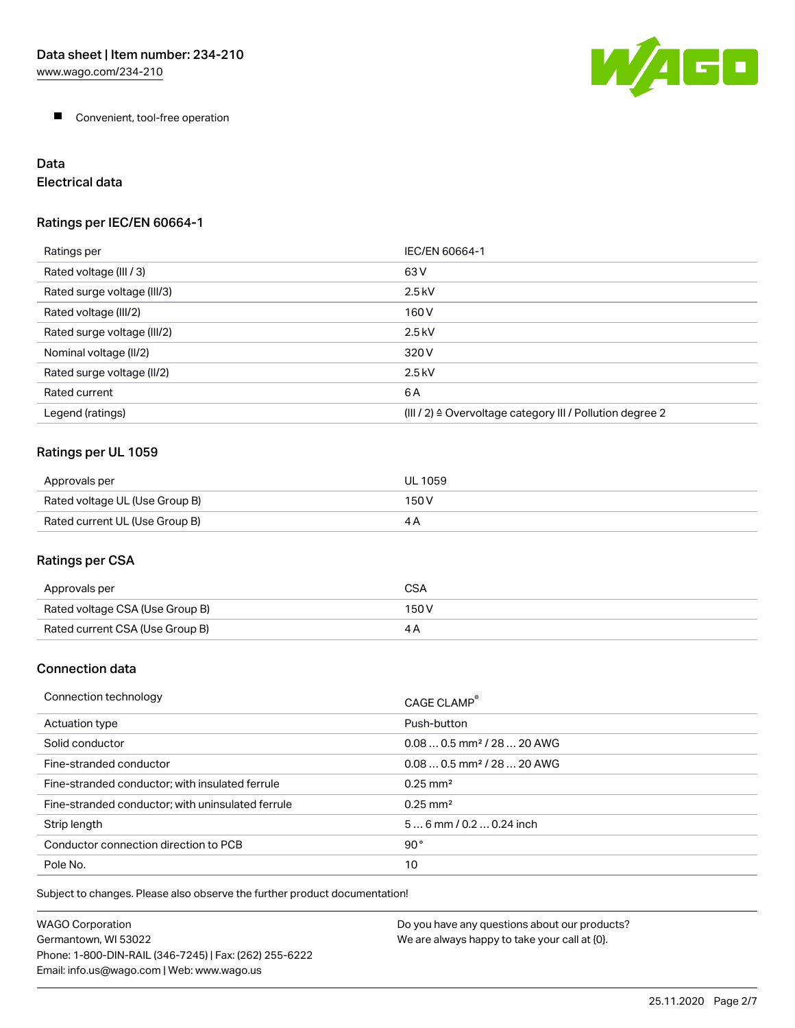- Convenient, tool-free operation

# Data

## Electrical data

### Ratings per IEC/EN 60664-1

| Ratings per | IEC/EN 60664-1 |
|---|---|
| Rated voltage (III / 3) | 63 V |
| Rated surge voltage (III/3) | 2.5 kV |
| Rated voltage (III/2) | 160 V |
| Rated surge voltage (III/2) | 2.5 kV |
| Nominal voltage (II/2) | 320 V |
| Rated surge voltage (II/2) | 2.5 kV |
| Rated current | 6 A |
| Legend (ratings) | (III / 2) ≙ Overvoltage category III / Pollution degree 2 |

### Ratings per UL 1059

| Approvals per | UL 1059 |
|---|---|
| Rated voltage UL (Use Group B) | 150 V |
| Rated current UL (Use Group B) | 4 A |

### Ratings per CSA

| Approvals per | CSA |
|---|---|
| Rated voltage CSA (Use Group B) | 150 V |
| Rated current CSA (Use Group B) | 4 A |

### Connection data

| Connection technology | CAGE CLAMP® |
|---|---|
| Actuation type | Push-button |
| Solid conductor | 0.08 … 0.5 mm² / 28 … 20 AWG |
| Fine-stranded conductor | 0.08 … 0.5 mm² / 28 … 20 AWG |
| Fine-stranded conductor; with insulated ferrule | 0.25 mm² |
| Fine-stranded conductor; with uninsulated ferrule | 0.25 mm² |
| Strip length | 5 … 6 mm / 0.2 … 0.24 inch |
| Conductor connection direction to PCB | 90° |
| Pole No. | 10 |

Subject to changes. Please also observe the further product documentation!

WAGO Corporation
Germantown, WI 53022
Phone: 1-800-DIN-RAIL (346-7245) | Fax: (262) 255-6222
Email: info.us@wago.com | Web: www.wago.us

Do you have any questions about our products?
We are always happy to take your call at {0}.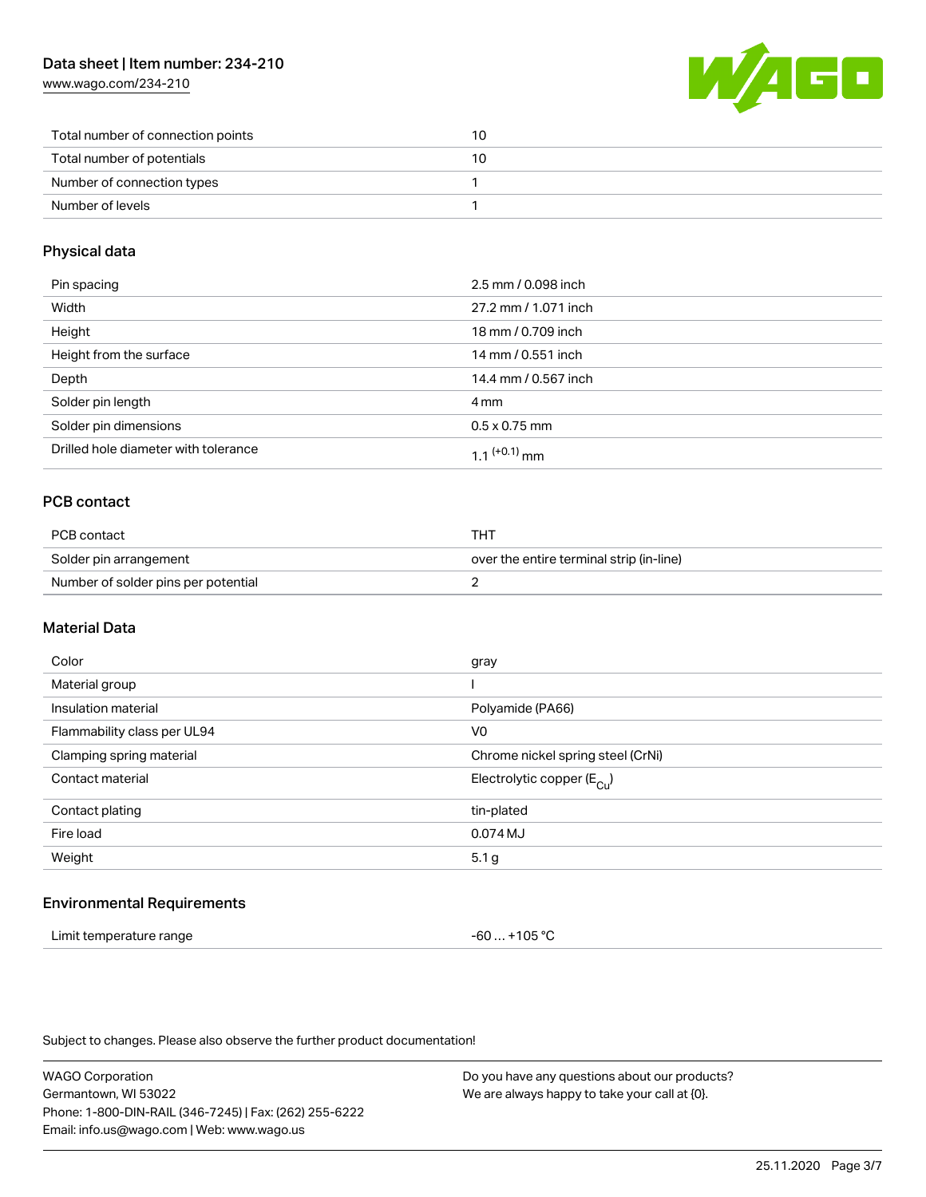| | |
|---|---|
| Total number of connection points | 10 |
| Total number of potentials | 10 |
| Number of connection types | 1 |
| Number of levels | 1 |

## Physical data

| | |
|---|---|
| Pin spacing | 2.5 mm / 0.098 inch |
| Width | 27.2 mm / 1.071 inch |
| Height | 18 mm / 0.709 inch |
| Height from the surface | 14 mm / 0.551 inch |
| Depth | 14.4 mm / 0.567 inch |
| Solder pin length | 4 mm |
| Solder pin dimensions | 0.5 x 0.75 mm |
| Drilled hole diameter with tolerance | $1.1^{(+0.1)}$ mm |

## PCB contact

| | |
|---|---|
| PCB contact | THT |
| Solder pin arrangement | over the entire terminal strip (in-line) |
| Number of solder pins per potential | 2 |

## Material Data

| | |
|---|---|
| Color | gray |
| Material group | I |
| Insulation material | Polyamide (PA66) |
| Flammability class per UL94 | V0 |
| Clamping spring material | Chrome nickel spring steel (CrNi) |
| Contact material | Electrolytic copper ($E_{Cu}$) |
| Contact plating | tin-plated |
| Fire load | 0.074 MJ |
| Weight | 5.1 g |

## Environmental Requirements

| | |
|---|---|
| Limit temperature range | -60 … +105 °C |

Subject to changes. Please also observe the further product documentation!

WAGO Corporation
Germantown, WI 53022
Phone: 1-800-DIN-RAIL (346-7245) | Fax: (262) 255-6222
Email: info.us@wago.com | Web: www.wago.us

Do you have any questions about our products?
We are always happy to take your call at {0}.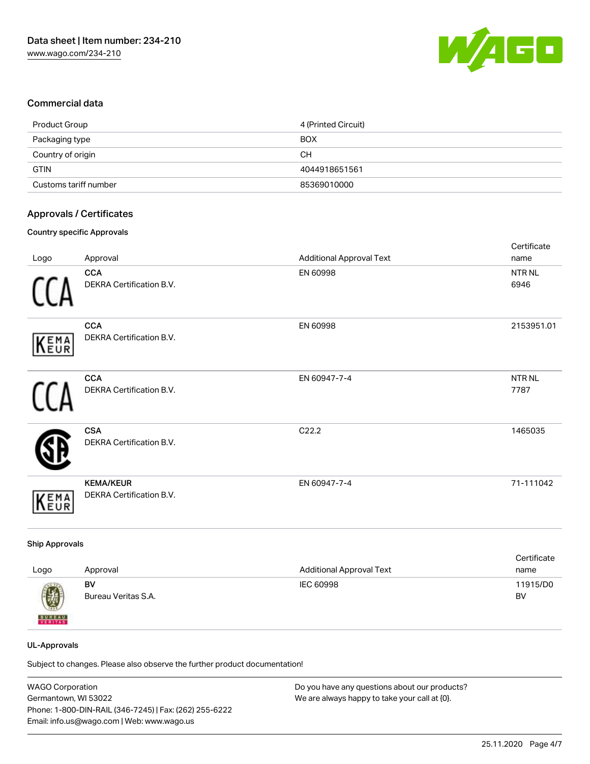## Commercial data

| Product Group | 4 (Printed Circuit) |
| --- | --- |
| Packaging type | BOX |
| Country of origin | CH |
| GTIN | 4044918651561 |
| Customs tariff number | 85369010000 |

## Approvals / Certificates

### Country specific Approvals

| Logo | Approval | Additional Approval Text | Certificate name |
| --- | --- | --- | --- |
| | **CCA** DEKRA Certification B.V. | EN 60998 | NTR NL 6946 |
| | **CCA** DEKRA Certification B.V. | EN 60998 | 2153951.01 |
| | **CCA** DEKRA Certification B.V. | EN 60947-7-4 | NTR NL 7787 |
| | **CSA** DEKRA Certification B.V. | C22.2 | 1465035 |
| | **KEMA/KEUR** DEKRA Certification B.V. | EN 60947-7-4 | 71-111042 |

### Ship Approvals

| Logo | Approval | Additional Approval Text | Certificate name |
| --- | --- | --- | --- |
| | **BV** Bureau Veritas S.A. | IEC 60998 | 11915/D0 BV |

### UL-Approvals

Subject to changes. Please also observe the further product documentation!

WAGO Corporation
Germantown, WI 53022
Phone: 1-800-DIN-RAIL (346-7245) | Fax: (262) 255-6222
Email: info.us@wago.com | Web: www.wago.us

Do you have any questions about our products?
We are always happy to take your call at {0}.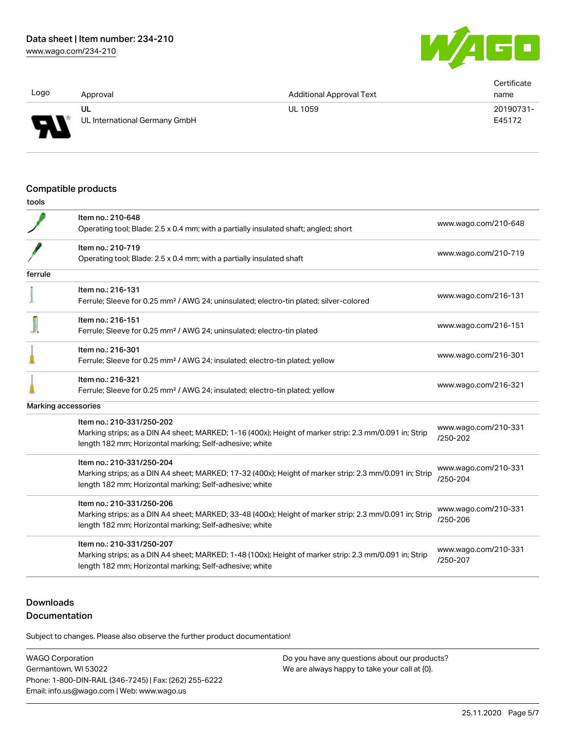| Logo | Approval | Additional Approval Text | Certificate name |
| --- | --- | --- | --- |
| | UL<br>UL International Germany GmbH | UL 1059 | 20190731-E45172 |

## Compatible products

tools

| | | |
| --- | --- | --- |
| | Item no.: 210-648<br>Operating tool; Blade: 2.5 x 0.4 mm; with a partially insulated shaft; angled; short | www.wago.com/210-648 |
| | Item no.: 210-719<br>Operating tool; Blade: 2.5 x 0.4 mm; with a partially insulated shaft | www.wago.com/210-719 |

ferrule

| | | |
| --- | --- | --- |
| | Item no.: 216-131<br>Ferrule; Sleeve for 0.25 mm² / AWG 24; uninsulated; electro-tin plated; silver-colored | www.wago.com/216-131 |
| | Item no.: 216-151<br>Ferrule; Sleeve for 0.25 mm² / AWG 24; uninsulated; electro-tin plated | www.wago.com/216-151 |
| | Item no.: 216-301<br>Ferrule; Sleeve for 0.25 mm² / AWG 24; insulated; electro-tin plated; yellow | www.wago.com/216-301 |
| | Item no.: 216-321<br>Ferrule; Sleeve for 0.25 mm² / AWG 24; insulated; electro-tin plated; yellow | www.wago.com/216-321 |

Marking accessories

| | | |
| --- | --- | --- |
| | Item no.: 210-331/250-202<br>Marking strips; as a DIN A4 sheet; MARKED; 1-16 (400x); Height of marker strip: 2.3 mm/0.091 in; Strip length 182 mm; Horizontal marking; Self-adhesive; white | www.wago.com/210-331/250-202 |
| | Item no.: 210-331/250-204<br>Marking strips; as a DIN A4 sheet; MARKED; 17-32 (400x); Height of marker strip: 2.3 mm/0.091 in; Strip length 182 mm; Horizontal marking; Self-adhesive; white | www.wago.com/210-331/250-204 |
| | Item no.: 210-331/250-206<br>Marking strips; as a DIN A4 sheet; MARKED; 33-48 (400x); Height of marker strip: 2.3 mm/0.091 in; Strip length 182 mm; Horizontal marking; Self-adhesive; white | www.wago.com/210-331/250-206 |
| | Item no.: 210-331/250-207<br>Marking strips; as a DIN A4 sheet; MARKED; 1-48 (100x); Height of marker strip: 2.3 mm/0.091 in; Strip length 182 mm; Horizontal marking; Self-adhesive; white | www.wago.com/210-331/250-207 |

## Downloads
## Documentation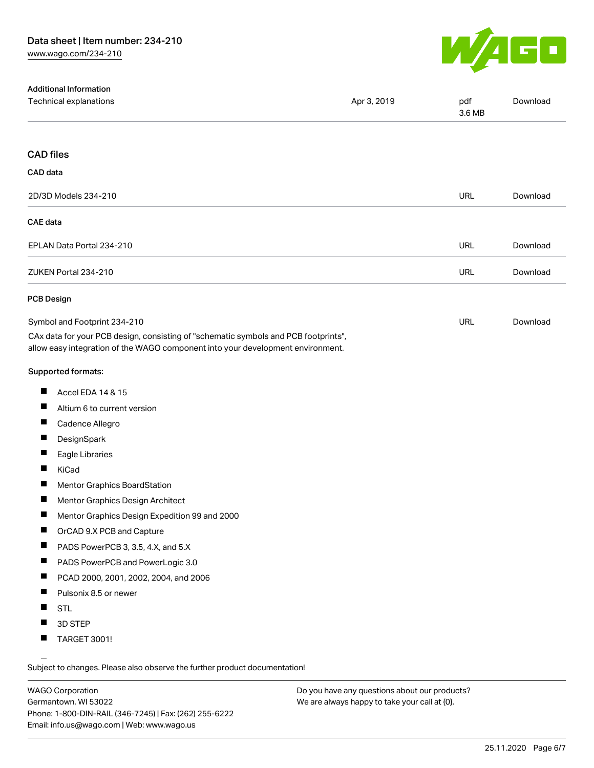Additional Information

| | | | |
|---|---|---|---|
| Technical explanations | Apr 3, 2019 | pdf 3.6 MB | Download |

## CAD files

### CAD data

| | | |
|---|---|---|
| 2D/3D Models 234-210 | URL | Download |

### CAE data

| | | |
|---|---|---|
| EPLAN Data Portal 234-210 | URL | Download |
| ZUKEN Portal 234-210 | URL | Download |

### PCB Design

| | | |
|---|---|---|
| Symbol and Footprint 234-210 | URL | Download |

CAx data for your PCB design, consisting of "schematic symbols and PCB footprints", allow easy integration of the WAGO component into your development environment.

Supported formats:

- Accel EDA 14 & 15
- Altium 6 to current version
- Cadence Allegro
- DesignSpark
- Eagle Libraries
- KiCad
- Mentor Graphics BoardStation
- Mentor Graphics Design Architect
- Mentor Graphics Design Expedition 99 and 2000
- OrCAD 9.X PCB and Capture
- PADS PowerPCB 3, 3.5, 4.X, and 5.X
- PADS PowerPCB and PowerLogic 3.0
- PCAD 2000, 2001, 2002, 2004, and 2006
- Pulsonix 8.5 or newer
- STL
- 3D STEP
- TARGET 3001!

Subject to changes. Please also observe the further product documentation!

WAGO Corporation
Germantown, WI 53022
Phone: 1-800-DIN-RAIL (346-7245) | Fax: (262) 255-6222
Email: info.us@wago.com | Web: www.wago.us

Do you have any questions about our products?
We are always happy to take your call at {0}.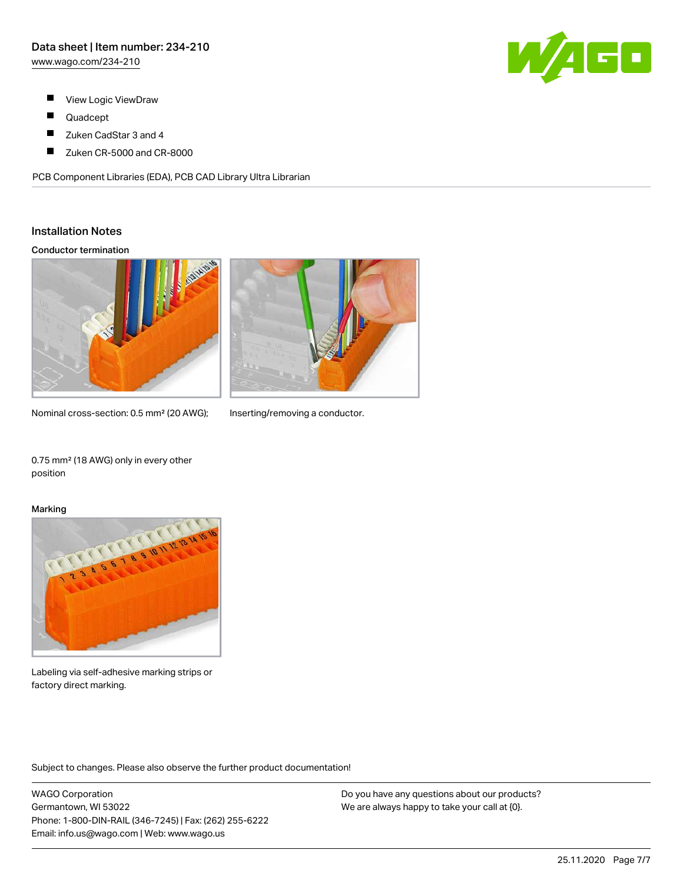- View Logic ViewDraw
- Quadcept
- Zuken CadStar 3 and 4
- Zuken CR-5000 and CR-8000

PCB Component Libraries (EDA), PCB CAD Library Ultra Librarian

## Installation Notes

### Conductor termination

Nominal cross-section: 0.5 mm² (20 AWG); 0.75 mm² (18 AWG) only in every other position

Inserting/removing a conductor.

### Marking

Labeling via self-adhesive marking strips or factory direct marking.

Subject to changes. Please also observe the further product documentation!

WAGO Corporation
Germantown, WI 53022
Phone: 1-800-DIN-RAIL (346-7245) | Fax: (262) 255-6222
Email: info.us@wago.com | Web: www.wago.us

Do you have any questions about our products?
We are always happy to take your call at {0}.